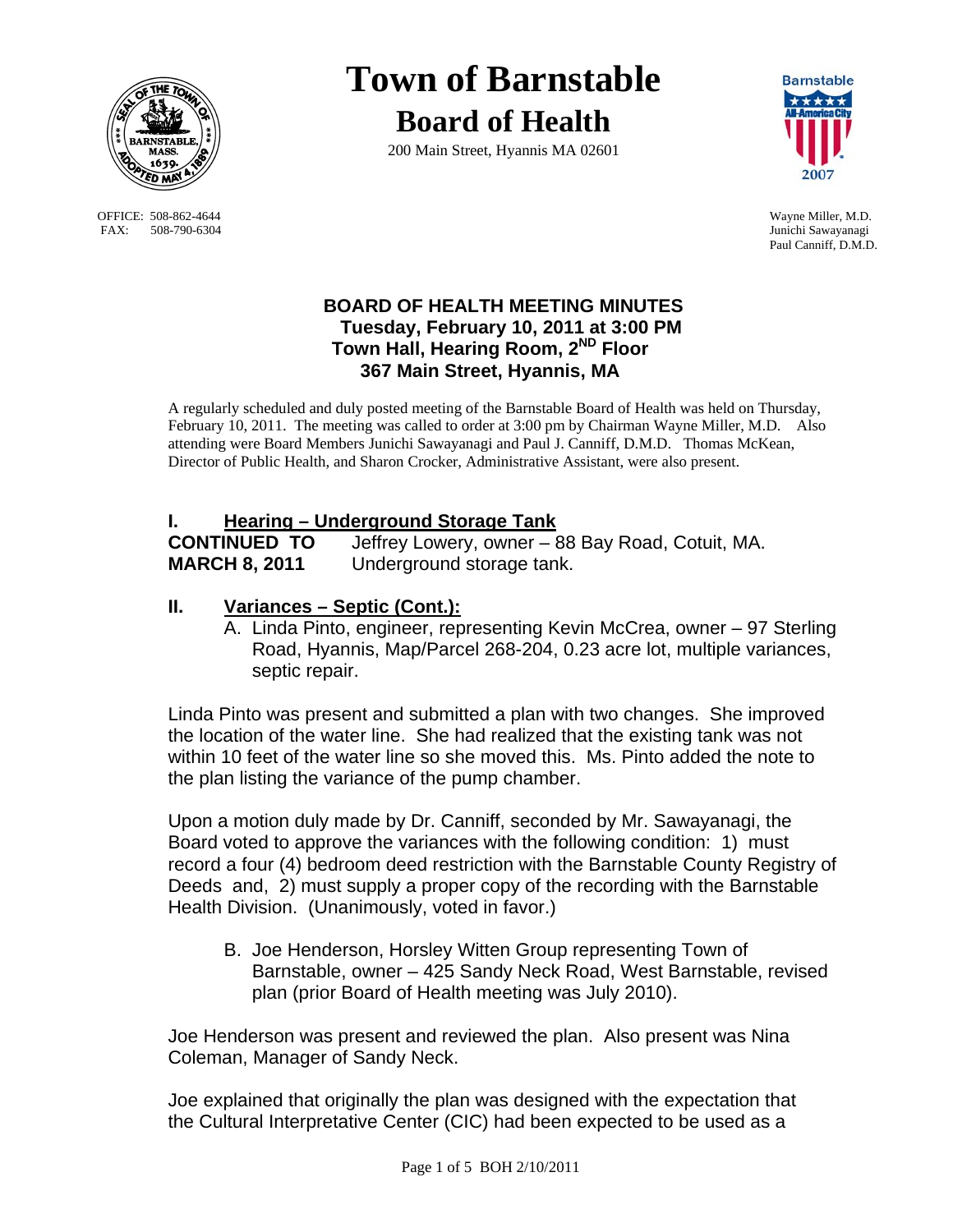# Town of Barnstable

## Board of Health

200 Main Street, Hyannis MA 02601

OFFICE: 508-862-4644
FAX: 508-790-6304

Wayne Miller, M.D.
Junichi Sawayanagi
Paul Canniff, D.M.D.

### BOARD OF HEALTH MEETING MINUTES
### Tuesday, February 10, 2011 at 3:00 PM
### Town Hall, Hearing Room, 2ND Floor
### 367 Main Street, Hyannis, MA

A regularly scheduled and duly posted meeting of the Barnstable Board of Health was held on Thursday, February 10, 2011. The meeting was called to order at 3:00 pm by Chairman Wayne Miller, M.D. Also attending were Board Members Junichi Sawayanagi and Paul J. Canniff, D.M.D. Thomas McKean, Director of Public Health, and Sharon Crocker, Administrative Assistant, were also present.

## I. Hearing – Underground Storage Tank

**CONTINUED TO MARCH 8, 2011** Jeffrey Lowery, owner – 88 Bay Road, Cotuit, MA. Underground storage tank.

## II. Variances – Septic (Cont.):

A. Linda Pinto, engineer, representing Kevin McCrea, owner – 97 Sterling Road, Hyannis, Map/Parcel 268-204, 0.23 acre lot, multiple variances, septic repair.

Linda Pinto was present and submitted a plan with two changes. She improved the location of the water line. She had realized that the existing tank was not within 10 feet of the water line so she moved this. Ms. Pinto added the note to the plan listing the variance of the pump chamber.

Upon a motion duly made by Dr. Canniff, seconded by Mr. Sawayanagi, the Board voted to approve the variances with the following condition: 1) must record a four (4) bedroom deed restriction with the Barnstable County Registry of Deeds and, 2) must supply a proper copy of the recording with the Barnstable Health Division. (Unanimously, voted in favor.)

B. Joe Henderson, Horsley Witten Group representing Town of Barnstable, owner – 425 Sandy Neck Road, West Barnstable, revised plan (prior Board of Health meeting was July 2010).

Joe Henderson was present and reviewed the plan. Also present was Nina Coleman, Manager of Sandy Neck.

Joe explained that originally the plan was designed with the expectation that the Cultural Interpretative Center (CIC) had been expected to be used as a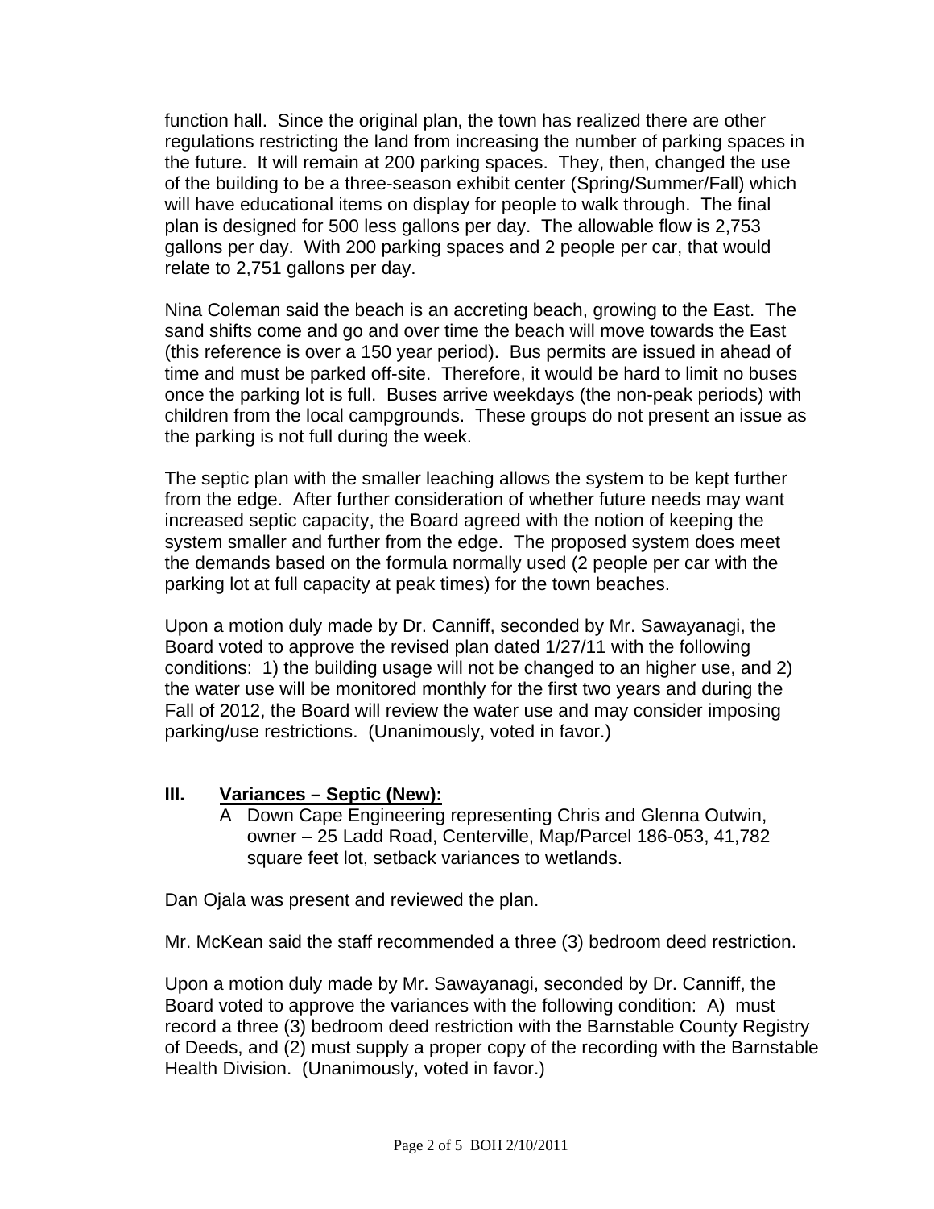function hall. Since the original plan, the town has realized there are other regulations restricting the land from increasing the number of parking spaces in the future. It will remain at 200 parking spaces. They, then, changed the use of the building to be a three-season exhibit center (Spring/Summer/Fall) which will have educational items on display for people to walk through. The final plan is designed for 500 less gallons per day. The allowable flow is 2,753 gallons per day. With 200 parking spaces and 2 people per car, that would relate to 2,751 gallons per day.

Nina Coleman said the beach is an accreting beach, growing to the East. The sand shifts come and go and over time the beach will move towards the East (this reference is over a 150 year period). Bus permits are issued in ahead of time and must be parked off-site. Therefore, it would be hard to limit no buses once the parking lot is full. Buses arrive weekdays (the non-peak periods) with children from the local campgrounds. These groups do not present an issue as the parking is not full during the week.

The septic plan with the smaller leaching allows the system to be kept further from the edge. After further consideration of whether future needs may want increased septic capacity, the Board agreed with the notion of keeping the system smaller and further from the edge. The proposed system does meet the demands based on the formula normally used (2 people per car with the parking lot at full capacity at peak times) for the town beaches.

Upon a motion duly made by Dr. Canniff, seconded by Mr. Sawayanagi, the Board voted to approve the revised plan dated 1/27/11 with the following conditions: 1) the building usage will not be changed to an higher use, and 2) the water use will be monitored monthly for the first two years and during the Fall of 2012, the Board will review the water use and may consider imposing parking/use restrictions. (Unanimously, voted in favor.)

## III. <u>Variances – Septic (New):</u>

A Down Cape Engineering representing Chris and Glenna Outwin, owner – 25 Ladd Road, Centerville, Map/Parcel 186-053, 41,782 square feet lot, setback variances to wetlands.

Dan Ojala was present and reviewed the plan.

Mr. McKean said the staff recommended a three (3) bedroom deed restriction.

Upon a motion duly made by Mr. Sawayanagi, seconded by Dr. Canniff, the Board voted to approve the variances with the following condition: A) must record a three (3) bedroom deed restriction with the Barnstable County Registry of Deeds, and (2) must supply a proper copy of the recording with the Barnstable Health Division. (Unanimously, voted in favor.)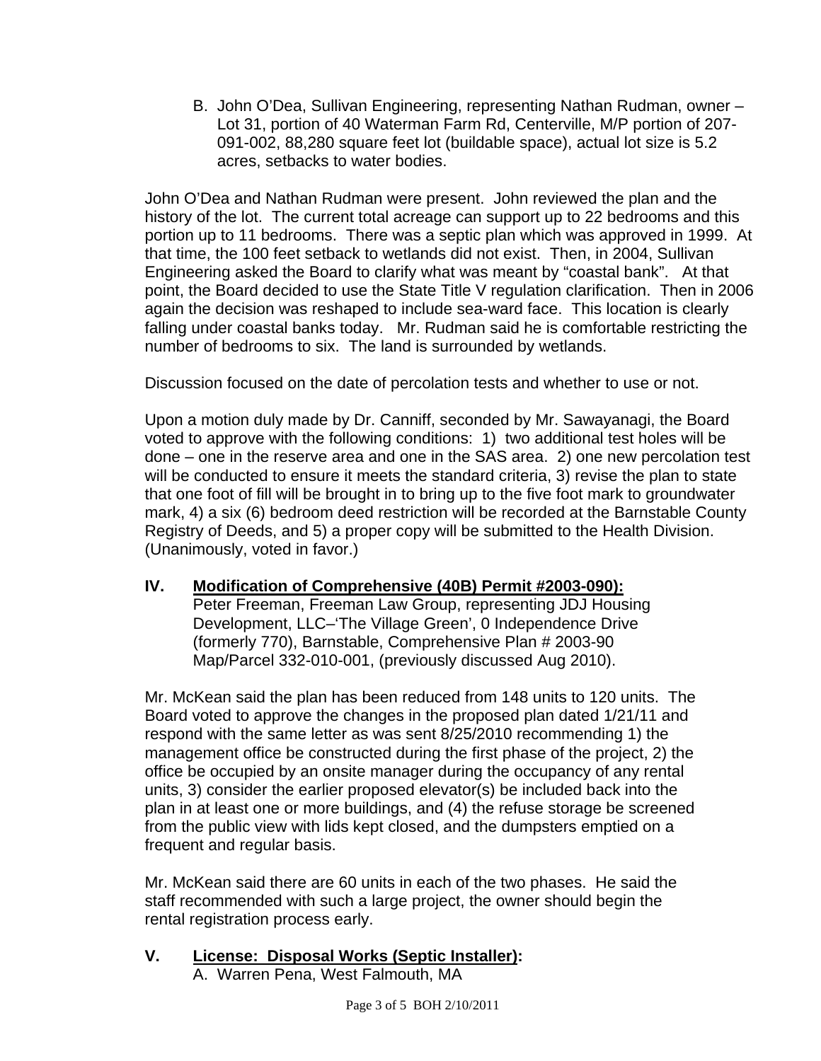B. John O'Dea, Sullivan Engineering, representing Nathan Rudman, owner – Lot 31, portion of 40 Waterman Farm Rd, Centerville, M/P portion of 207-091-002, 88,280 square feet lot (buildable space), actual lot size is 5.2 acres, setbacks to water bodies.

John O'Dea and Nathan Rudman were present. John reviewed the plan and the history of the lot. The current total acreage can support up to 22 bedrooms and this portion up to 11 bedrooms. There was a septic plan which was approved in 1999. At that time, the 100 feet setback to wetlands did not exist. Then, in 2004, Sullivan Engineering asked the Board to clarify what was meant by "coastal bank". At that point, the Board decided to use the State Title V regulation clarification. Then in 2006 again the decision was reshaped to include sea-ward face. This location is clearly falling under coastal banks today. Mr. Rudman said he is comfortable restricting the number of bedrooms to six. The land is surrounded by wetlands.

Discussion focused on the date of percolation tests and whether to use or not.

Upon a motion duly made by Dr. Canniff, seconded by Mr. Sawayanagi, the Board voted to approve with the following conditions: 1) two additional test holes will be done – one in the reserve area and one in the SAS area. 2) one new percolation test will be conducted to ensure it meets the standard criteria, 3) revise the plan to state that one foot of fill will be brought in to bring up to the five foot mark to groundwater mark, 4) a six (6) bedroom deed restriction will be recorded at the Barnstable County Registry of Deeds, and 5) a proper copy will be submitted to the Health Division. (Unanimously, voted in favor.)

## IV. Modification of Comprehensive (40B) Permit #2003-090:

Peter Freeman, Freeman Law Group, representing JDJ Housing Development, LLC–'The Village Green', 0 Independence Drive (formerly 770), Barnstable, Comprehensive Plan # 2003-90 Map/Parcel 332-010-001, (previously discussed Aug 2010).

Mr. McKean said the plan has been reduced from 148 units to 120 units. The Board voted to approve the changes in the proposed plan dated 1/21/11 and respond with the same letter as was sent 8/25/2010 recommending 1) the management office be constructed during the first phase of the project, 2) the office be occupied by an onsite manager during the occupancy of any rental units, 3) consider the earlier proposed elevator(s) be included back into the plan in at least one or more buildings, and (4) the refuse storage be screened from the public view with lids kept closed, and the dumpsters emptied on a frequent and regular basis.

Mr. McKean said there are 60 units in each of the two phases. He said the staff recommended with such a large project, the owner should begin the rental registration process early.

## V. License: Disposal Works (Septic Installer):

A. Warren Pena, West Falmouth, MA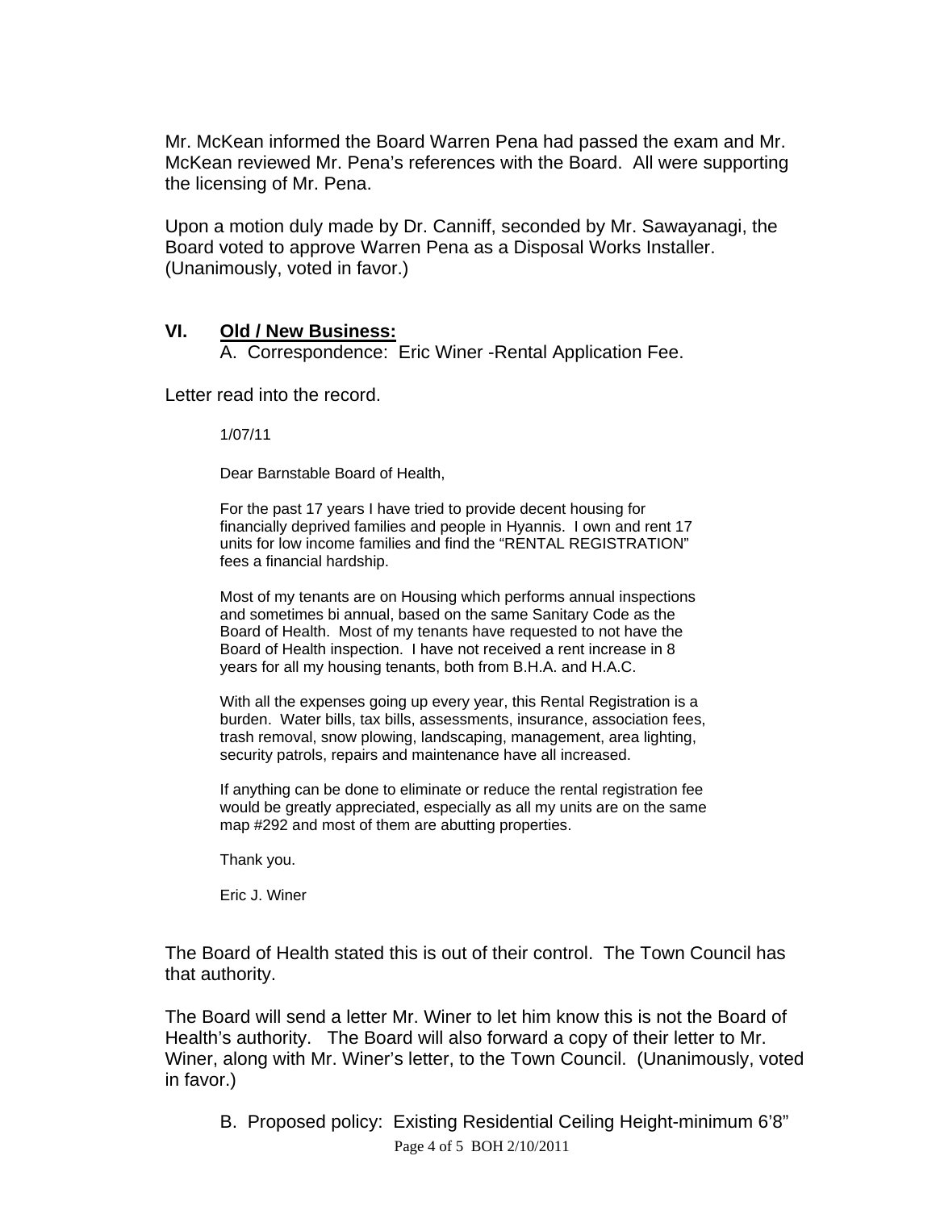Mr. McKean informed the Board Warren Pena had passed the exam and Mr. McKean reviewed Mr. Pena's references with the Board. All were supporting the licensing of Mr. Pena.

Upon a motion duly made by Dr. Canniff, seconded by Mr. Sawayanagi, the Board voted to approve Warren Pena as a Disposal Works Installer. (Unanimously, voted in favor.)

## VI. Old / New Business:

A. Correspondence: Eric Winer -Rental Application Fee.

Letter read into the record.

> 1/07/11
>
> Dear Barnstable Board of Health,
>
> For the past 17 years I have tried to provide decent housing for financially deprived families and people in Hyannis. I own and rent 17 units for low income families and find the "RENTAL REGISTRATION" fees a financial hardship.
>
> Most of my tenants are on Housing which performs annual inspections and sometimes bi annual, based on the same Sanitary Code as the Board of Health. Most of my tenants have requested to not have the Board of Health inspection. I have not received a rent increase in 8 years for all my housing tenants, both from B.H.A. and H.A.C.
>
> With all the expenses going up every year, this Rental Registration is a burden. Water bills, tax bills, assessments, insurance, association fees, trash removal, snow plowing, landscaping, management, area lighting, security patrols, repairs and maintenance have all increased.
>
> If anything can be done to eliminate or reduce the rental registration fee would be greatly appreciated, especially as all my units are on the same map #292 and most of them are abutting properties.
>
> Thank you.
>
> Eric J. Winer

The Board of Health stated this is out of their control. The Town Council has that authority.

The Board will send a letter Mr. Winer to let him know this is not the Board of Health's authority. The Board will also forward a copy of their letter to Mr. Winer, along with Mr. Winer's letter, to the Town Council. (Unanimously, voted in favor.)

B. Proposed policy: Existing Residential Ceiling Height-minimum 6'8"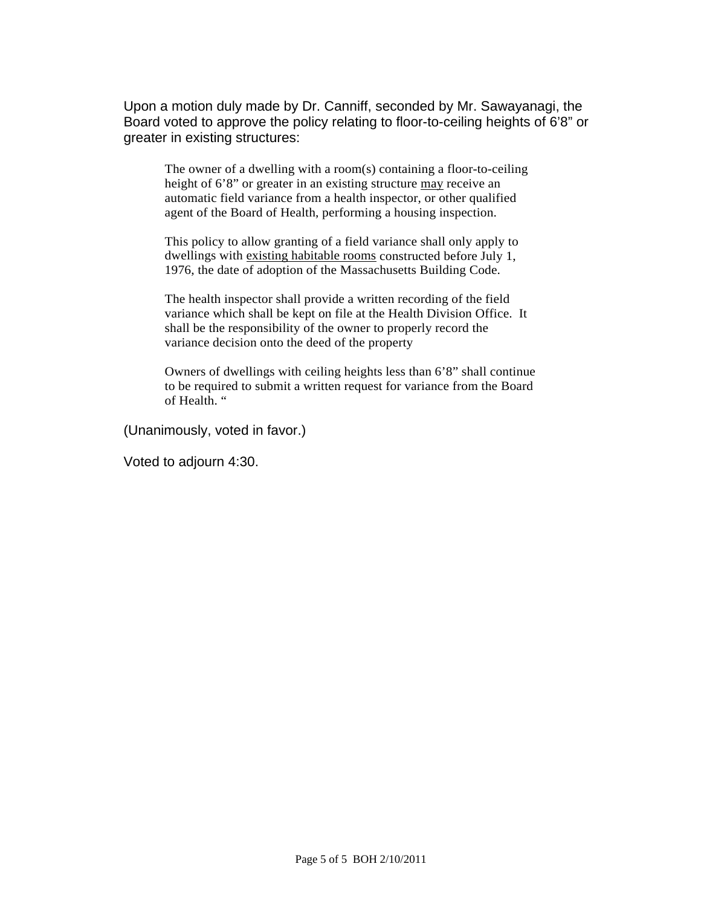Upon a motion duly made by Dr. Canniff, seconded by Mr. Sawayanagi, the Board voted to approve the policy relating to floor-to-ceiling heights of 6'8" or greater in existing structures:

> The owner of a dwelling with a room(s) containing a floor-to-ceiling height of 6'8" or greater in an existing structure <u>may</u> receive an automatic field variance from a health inspector, or other qualified agent of the Board of Health, performing a housing inspection.
>
> This policy to allow granting of a field variance shall only apply to dwellings with <u>existing habitable rooms</u> constructed before July 1, 1976, the date of adoption of the Massachusetts Building Code.
>
> The health inspector shall provide a written recording of the field variance which shall be kept on file at the Health Division Office. It shall be the responsibility of the owner to properly record the variance decision onto the deed of the property
>
> Owners of dwellings with ceiling heights less than 6'8" shall continue to be required to submit a written request for variance from the Board of Health. "

(Unanimously, voted in favor.)

Voted to adjourn 4:30.